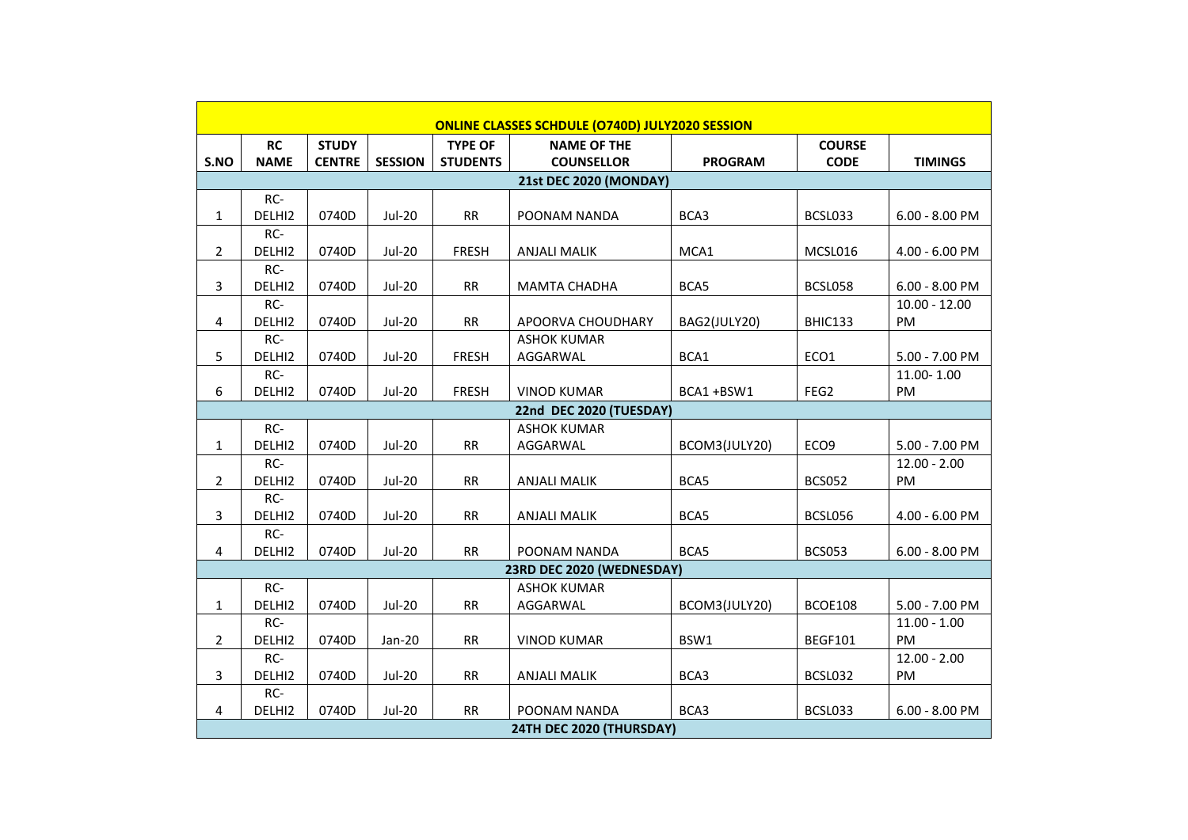| ONLINE CLASSES SCHDULE (O740D) JULY2020 SESSION | | | | | | | | |
|---|---|---|---|---|---|---|---|---|
| S.NO | RC NAME | STUDY CENTRE | SESSION | TYPE OF STUDENTS | NAME OF THE COUNSELLOR | PROGRAM | COURSE CODE | TIMINGS |
| | | | | | 21st DEC 2020 (MONDAY) | | | |
| 1 | RC-DELHI2 | 0740D | Jul-20 | RR | POONAM NANDA | BCA3 | BCSL033 | 6.00 - 8.00 PM |
| 2 | RC-DELHI2 | 0740D | Jul-20 | FRESH | ANJALI MALIK | MCA1 | MCSL016 | 4.00 - 6.00 PM |
| 3 | RC-DELHI2 | 0740D | Jul-20 | RR | MAMTA CHADHA | BCA5 | BCSL058 | 6.00 - 8.00 PM |
| 4 | RC-DELHI2 | 0740D | Jul-20 | RR | APOORVA CHOUDHARY | BAG2(JULY20) | BHIC133 | 10.00 - 12.00 PM |
| 5 | RC-DELHI2 | 0740D | Jul-20 | FRESH | ASHOK KUMAR AGGARWAL | BCA1 | ECO1 | 5.00 - 7.00 PM |
| 6 | RC-DELHI2 | 0740D | Jul-20 | FRESH | VINOD KUMAR | BCA1 +BSW1 | FEG2 | 11.00- 1.00 PM |
| | | | | | 22nd DEC 2020 (TUESDAY) | | | |
| 1 | RC-DELHI2 | 0740D | Jul-20 | RR | ASHOK KUMAR AGGARWAL | BCOM3(JULY20) | ECO9 | 5.00 - 7.00 PM |
| 2 | RC-DELHI2 | 0740D | Jul-20 | RR | ANJALI MALIK | BCA5 | BCS052 | 12.00 - 2.00 PM |
| 3 | RC-DELHI2 | 0740D | Jul-20 | RR | ANJALI MALIK | BCA5 | BCSL056 | 4.00 - 6.00 PM |
| 4 | RC-DELHI2 | 0740D | Jul-20 | RR | POONAM NANDA | BCA5 | BCS053 | 6.00 - 8.00 PM |
| | | | | | 23RD DEC 2020 (WEDNESDAY) | | | |
| 1 | RC-DELHI2 | 0740D | Jul-20 | RR | ASHOK KUMAR AGGARWAL | BCOM3(JULY20) | BCOE108 | 5.00 - 7.00 PM |
| 2 | RC-DELHI2 | 0740D | Jan-20 | RR | VINOD KUMAR | BSW1 | BEGF101 | 11.00 - 1.00 PM |
| 3 | RC-DELHI2 | 0740D | Jul-20 | RR | ANJALI MALIK | BCA3 | BCSL032 | 12.00 - 2.00 PM |
| 4 | RC-DELHI2 | 0740D | Jul-20 | RR | POONAM NANDA | BCA3 | BCSL033 | 6.00 - 8.00 PM |
| | | | | | 24TH DEC 2020 (THURSDAY) | | | |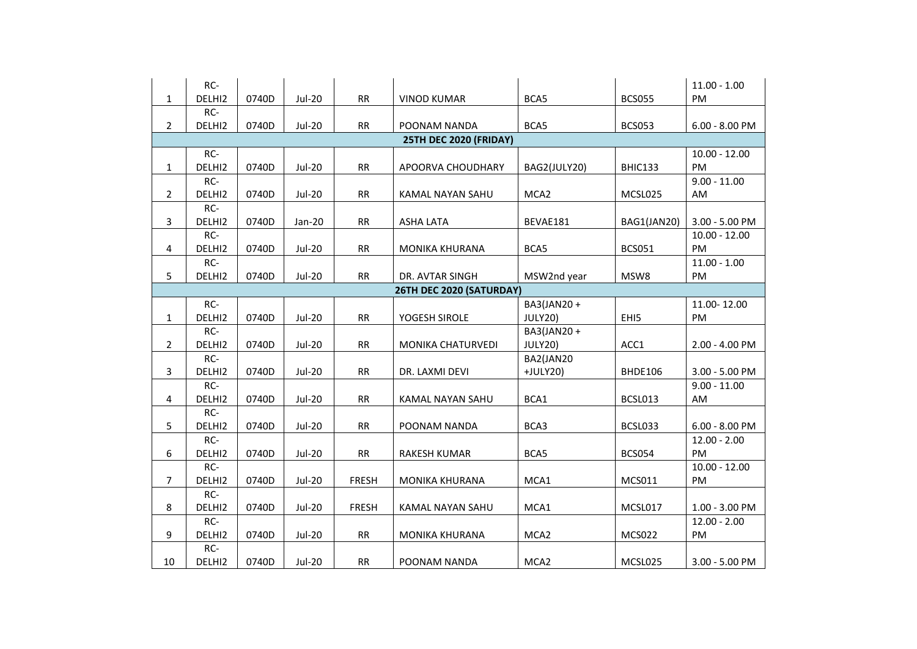| | | | | | | | | |
|---|---|---|---|---|---|---|---|---|
| 1 | RC-DELHI2 | 0740D | Jul-20 | RR | VINOD KUMAR | BCA5 | BCS055 | 11.00 - 1.00 PM |
| 2 | RC-DELHI2 | 0740D | Jul-20 | RR | POONAM NANDA | BCA5 | BCS053 | 6.00 - 8.00 PM |
| **25TH DEC 2020 (FRIDAY)** | | | | | | | | |
| 1 | RC-DELHI2 | 0740D | Jul-20 | RR | APOORVA CHOUDHARY | BAG2(JULY20) | BHIC133 | 10.00 - 12.00 PM |
| 2 | RC-DELHI2 | 0740D | Jul-20 | RR | KAMAL NAYAN SAHU | MCA2 | MCSL025 | 9.00 - 11.00 AM |
| 3 | RC-DELHI2 | 0740D | Jan-20 | RR | ASHA LATA | BEVAE181 | BAG1(JAN20) | 3.00 - 5.00 PM |
| 4 | RC-DELHI2 | 0740D | Jul-20 | RR | MONIKA KHURANA | BCA5 | BCS051 | 10.00 - 12.00 PM |
| 5 | RC-DELHI2 | 0740D | Jul-20 | RR | DR. AVTAR SINGH | MSW2nd year | MSW8 | 11.00 - 1.00 PM |
| **26TH DEC 2020 (SATURDAY)** | | | | | | | | |
| 1 | RC-DELHI2 | 0740D | Jul-20 | RR | YOGESH SIROLE | BA3(JAN20 + JULY20) | EHI5 | 11.00- 12.00 PM |
| 2 | RC-DELHI2 | 0740D | Jul-20 | RR | MONIKA CHATURVEDI | BA3(JAN20 + JULY20) | ACC1 | 2.00 - 4.00 PM |
| 3 | RC-DELHI2 | 0740D | Jul-20 | RR | DR. LAXMI DEVI | BA2(JAN20 +JULY20) | BHDE106 | 3.00 - 5.00 PM |
| 4 | RC-DELHI2 | 0740D | Jul-20 | RR | KAMAL NAYAN SAHU | BCA1 | BCSL013 | 9.00 - 11.00 AM |
| 5 | RC-DELHI2 | 0740D | Jul-20 | RR | POONAM NANDA | BCA3 | BCSL033 | 6.00 - 8.00 PM |
| 6 | RC-DELHI2 | 0740D | Jul-20 | RR | RAKESH KUMAR | BCA5 | BCS054 | 12.00 - 2.00 PM |
| 7 | RC-DELHI2 | 0740D | Jul-20 | FRESH | MONIKA KHURANA | MCA1 | MCS011 | 10.00 - 12.00 PM |
| 8 | RC-DELHI2 | 0740D | Jul-20 | FRESH | KAMAL NAYAN SAHU | MCA1 | MCSL017 | 1.00 - 3.00 PM |
| 9 | RC-DELHI2 | 0740D | Jul-20 | RR | MONIKA KHURANA | MCA2 | MCS022 | 12.00 - 2.00 PM |
| 10 | RC-DELHI2 | 0740D | Jul-20 | RR | POONAM NANDA | MCA2 | MCSL025 | 3.00 - 5.00 PM |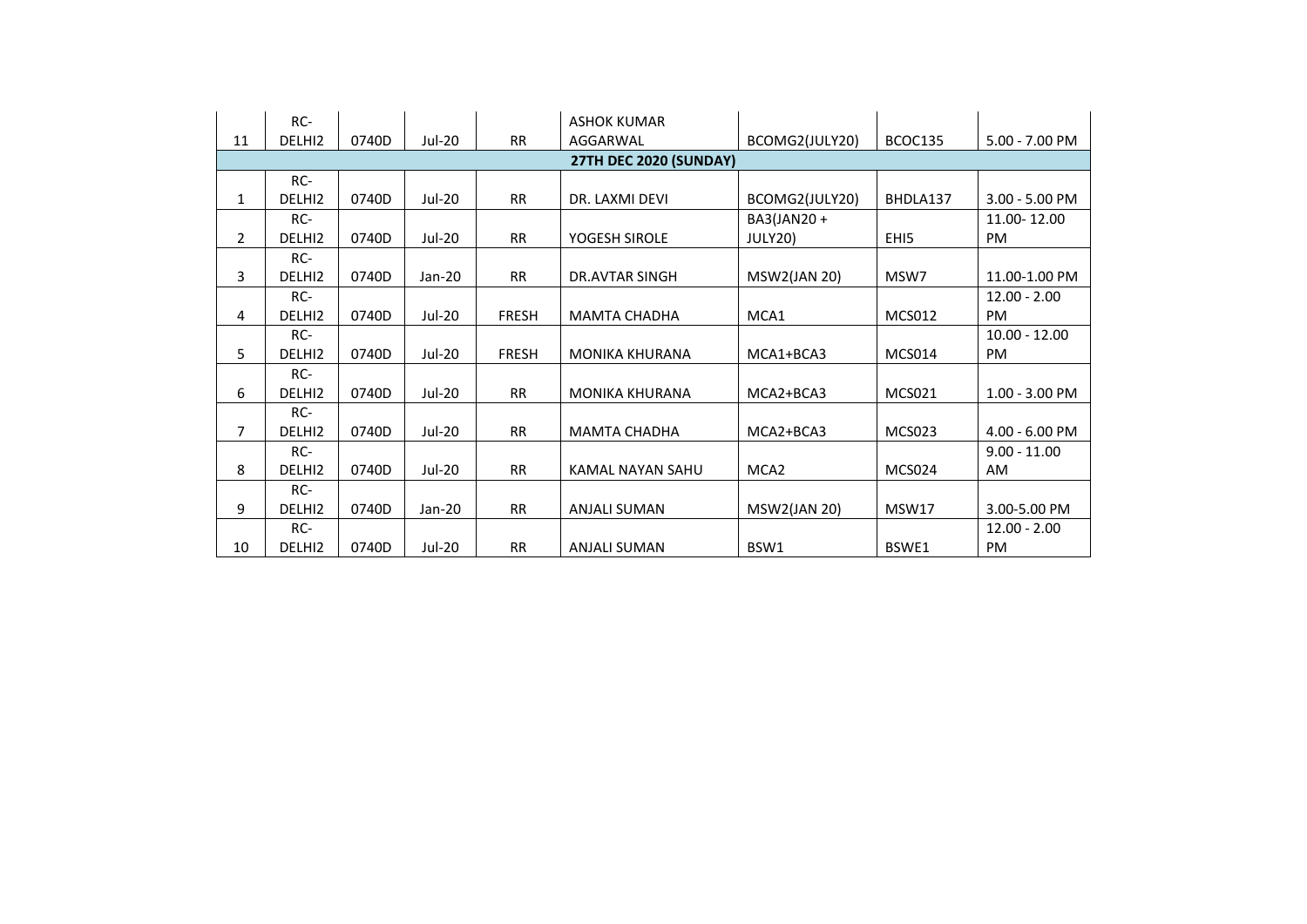| | | | | | | | | |
|---|---|---|---|---|---|---|---|---|
| 11 | RC-DELHI2 | 0740D | Jul-20 | RR | ASHOK KUMAR AGGARWAL | BCOMG2(JULY20) | BCOC135 | 5.00 - 7.00 PM |
| **27TH DEC 2020 (SUNDAY)** | | | | | | | | |
| 1 | RC-DELHI2 | 0740D | Jul-20 | RR | DR. LAXMI DEVI | BCOMG2(JULY20) | BHDLA137 | 3.00 - 5.00 PM |
| 2 | RC-DELHI2 | 0740D | Jul-20 | RR | YOGESH SIROLE | BA3(JAN20 + JULY20) | EHI5 | 11.00- 12.00 PM |
| 3 | RC-DELHI2 | 0740D | Jan-20 | RR | DR.AVTAR SINGH | MSW2(JAN 20) | MSW7 | 11.00-1.00 PM |
| 4 | RC-DELHI2 | 0740D | Jul-20 | FRESH | MAMTA CHADHA | MCA1 | MCS012 | 12.00 - 2.00 PM |
| 5 | RC-DELHI2 | 0740D | Jul-20 | FRESH | MONIKA KHURANA | MCA1+BCA3 | MCS014 | 10.00 - 12.00 PM |
| 6 | RC-DELHI2 | 0740D | Jul-20 | RR | MONIKA KHURANA | MCA2+BCA3 | MCS021 | 1.00 - 3.00 PM |
| 7 | RC-DELHI2 | 0740D | Jul-20 | RR | MAMTA CHADHA | MCA2+BCA3 | MCS023 | 4.00 - 6.00 PM |
| 8 | RC-DELHI2 | 0740D | Jul-20 | RR | KAMAL NAYAN SAHU | MCA2 | MCS024 | 9.00 - 11.00 AM |
| 9 | RC-DELHI2 | 0740D | Jan-20 | RR | ANJALI SUMAN | MSW2(JAN 20) | MSW17 | 3.00-5.00 PM |
| 10 | RC-DELHI2 | 0740D | Jul-20 | RR | ANJALI SUMAN | BSW1 | BSWE1 | 12.00 - 2.00 PM |